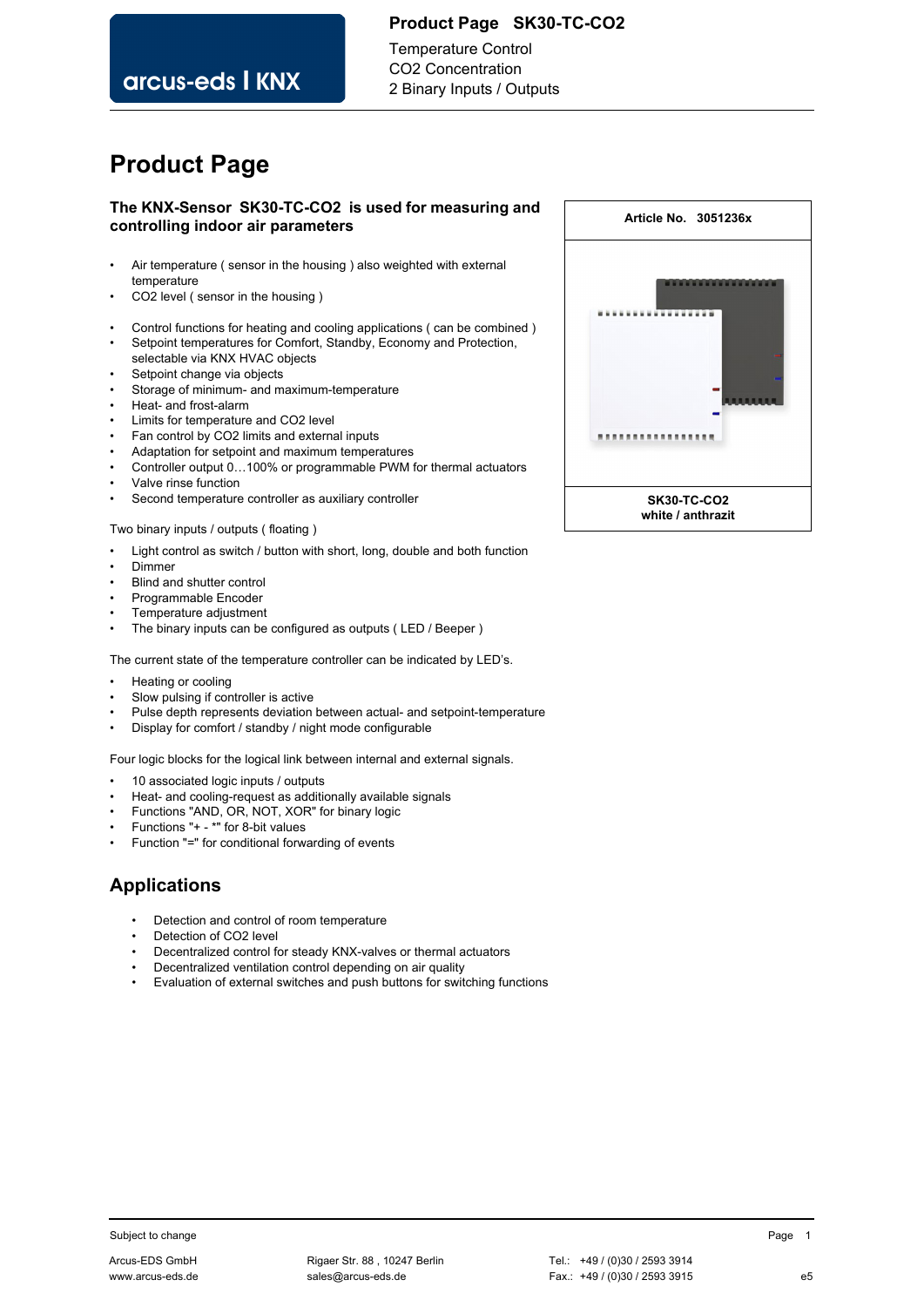# Product Page

**The KNX-Sensor SK30-TC-CO2 is used for measuring and controlling indoor air parameters**

- Air temperature ( sensor in the housing ) also weighted with external temperature
- $CO_2$ level ( sensor in the housing )

- Control functions for heating and cooling applications ( can be combined )
- Setpoint temperatures for Comfort, Standby, Economy and Protection, selectable via KNX HVAC objects
- Setpoint change via objects
- Storage of minimum- and maximum-temperature
- Heat- and frost-alarm
- Limits for temperature and $CO_2$ level
- Fan control by $CO_2$ limits and external inputs
- Adaptation for setpoint and maximum temperatures
- Controller output 0…100% or programmable PWM for thermal actuators
- Valve rinse function
- Second temperature controller as auxiliary controller

Two binary inputs / outputs ( floating )

- Light control as switch / button with short, long, double and both function
- Dimmer
- Blind and shutter control
- Programmable Encoder
- Temperature adjustment
- The binary inputs can be configured as outputs ( LED / Beeper )

The current state of the temperature controller can be indicated by LED's.

- Heating or cooling
- Slow pulsing if controller is active
- Pulse depth represents deviation between actual- and setpoint-temperature
- Display for comfort / standby / night mode configurable

Four logic blocks for the logical link between internal and external signals.

- 10 associated logic inputs / outputs
- Heat- and cooling-request as additionally available signals
- Functions "AND, OR, NOT, XOR" for binary logic
- Functions "+ - *" for 8-bit values
- Function "=" for conditional forwarding of events

**Article No. 3051236x**

**SK30-TC-CO2**
**white / anthrazit**

## Applications

- Detection and control of room temperature
- Detection of $CO_2$ level
- Decentralized control for steady KNX-valves or thermal actuators
- Decentralized ventilation control depending on air quality
- Evaluation of external switches and push buttons for switching functions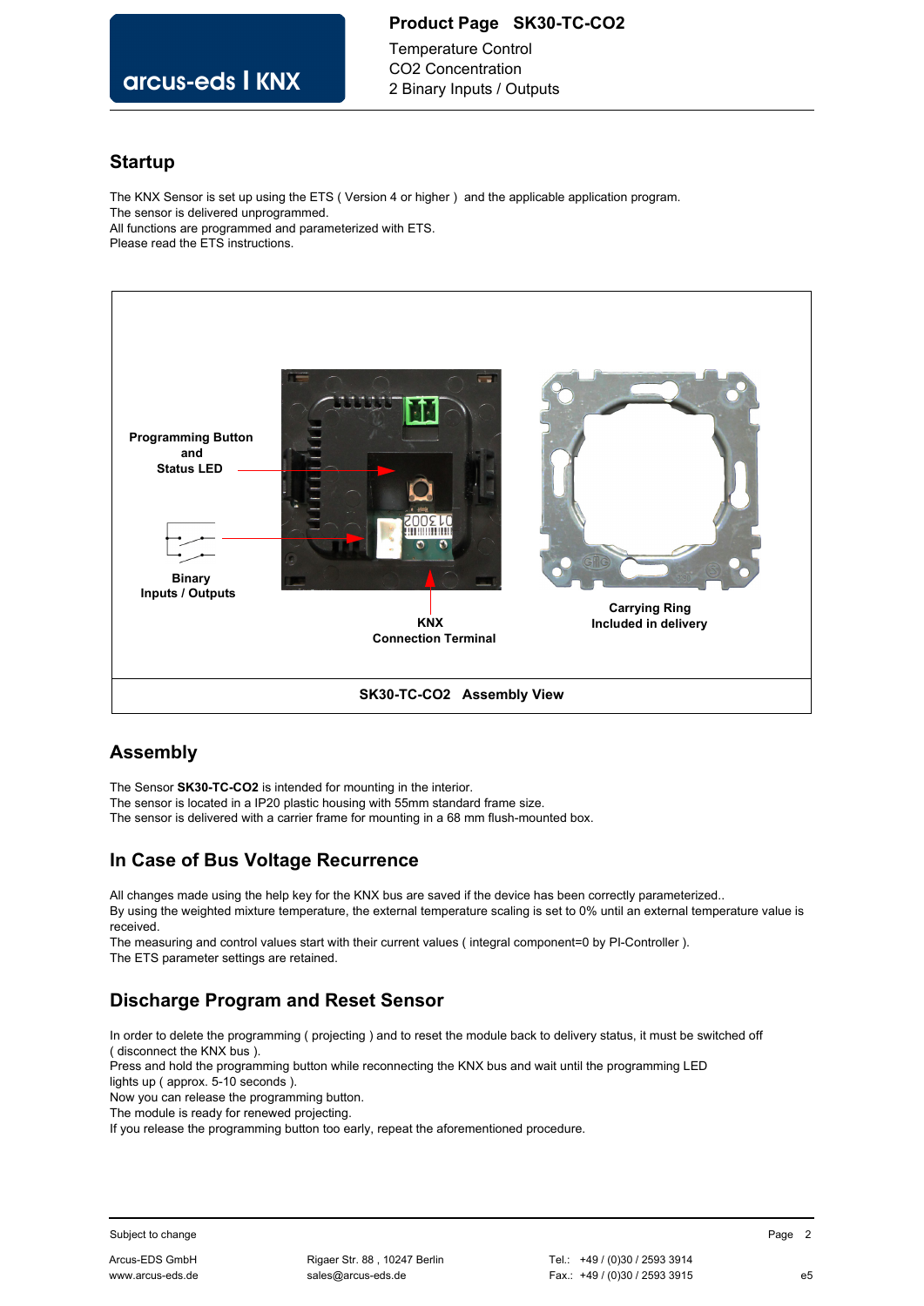## Startup

The KNX Sensor is set up using the ETS ( Version 4 or higher ) and the applicable application program.
The sensor is delivered unprogrammed.
All functions are programmed and parameterized with ETS.
Please read the ETS instructions.

Programming Button and Status LED

Binary Inputs / Outputs

KNX Connection Terminal

Carrying Ring Included in delivery

**SK30-TC-CO2 Assembly View**

## Assembly

The Sensor **SK30-TC-CO2** is intended for mounting in the interior.
The sensor is located in a IP20 plastic housing with 55mm standard frame size.
The sensor is delivered with a carrier frame for mounting in a 68 mm flush-mounted box.

## In Case of Bus Voltage Recurrence

All changes made using the help key for the KNX bus are saved if the device has been correctly parameterized..
By using the weighted mixture temperature, the external temperature scaling is set to 0% until an external temperature value is received.
The measuring and control values start with their current values ( integral component=0 by PI-Controller ).
The ETS parameter settings are retained.

## Discharge Program and Reset Sensor

In order to delete the programming ( projecting ) and to reset the module back to delivery status, it must be switched off ( disconnect the KNX bus ).
Press and hold the programming button while reconnecting the KNX bus and wait until the programming LED lights up ( approx. 5-10 seconds ).
Now you can release the programming button.
The module is ready for renewed projecting.
If you release the programming button too early, repeat the aforementioned procedure.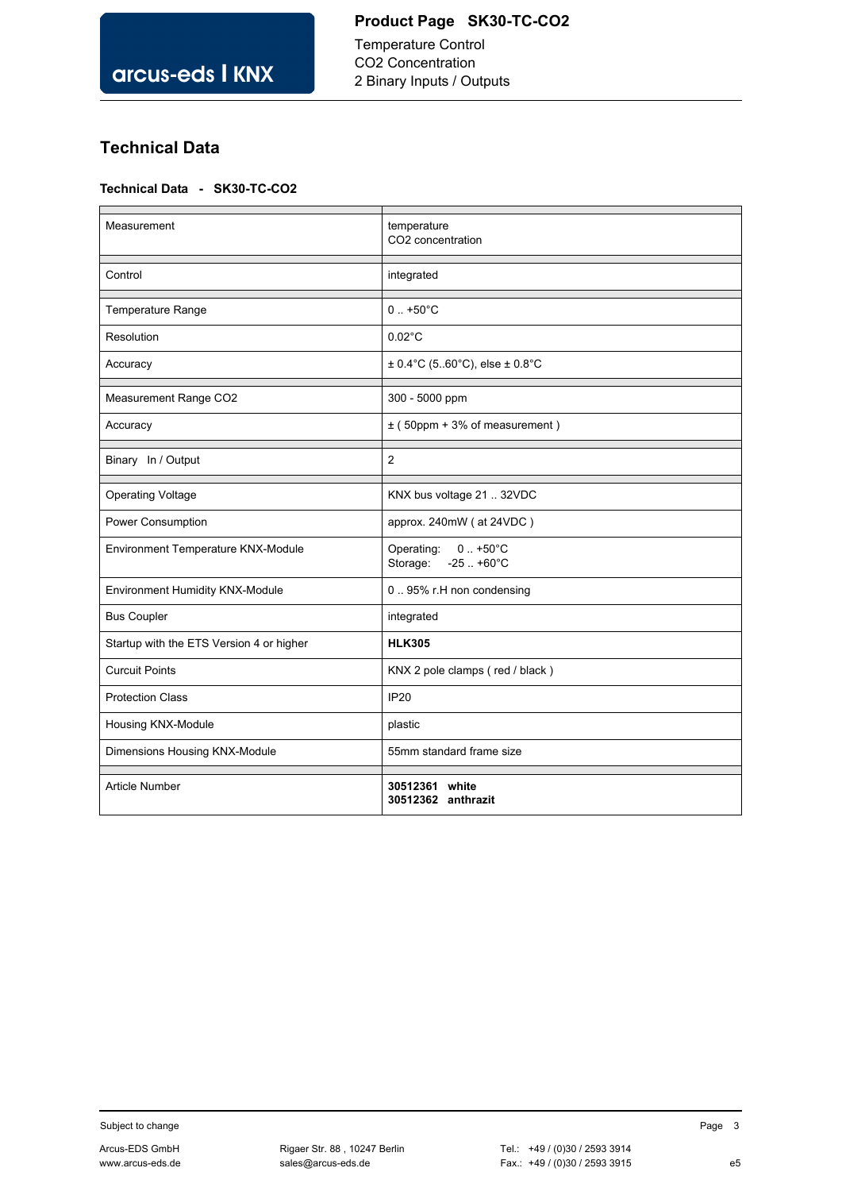## Technical Data

### Technical Data - SK30-TC-CO2

| | |
|---|---|
| Measurement | temperature<br>CO2 concentration |
| Control | integrated |
| Temperature Range | 0 .. +50°C |
| Resolution | 0.02°C |
| Accuracy | ± 0.4°C (5..60°C), else ± 0.8°C |
| Measurement Range CO2 | 300 - 5000 ppm |
| Accuracy | ± ( 50ppm + 3% of measurement ) |
| Binary In / Output | 2 |
| Operating Voltage | KNX bus voltage 21 .. 32VDC |
| Power Consumption | approx. 240mW ( at 24VDC ) |
| Environment Temperature KNX-Module | Operating: 0 .. +50°C<br>Storage: -25 .. +60°C |
| Environment Humidity KNX-Module | 0 .. 95% r.H non condensing |
| Bus Coupler | integrated |
| Startup with the ETS Version 4 or higher | **HLK305** |
| Curcuit Points | KNX 2 pole clamps ( red / black ) |
| Protection Class | IP20 |
| Housing KNX-Module | plastic |
| Dimensions Housing KNX-Module | 55mm standard frame size |
| Article Number | **30512361 white**<br>**30512362 anthrazit** |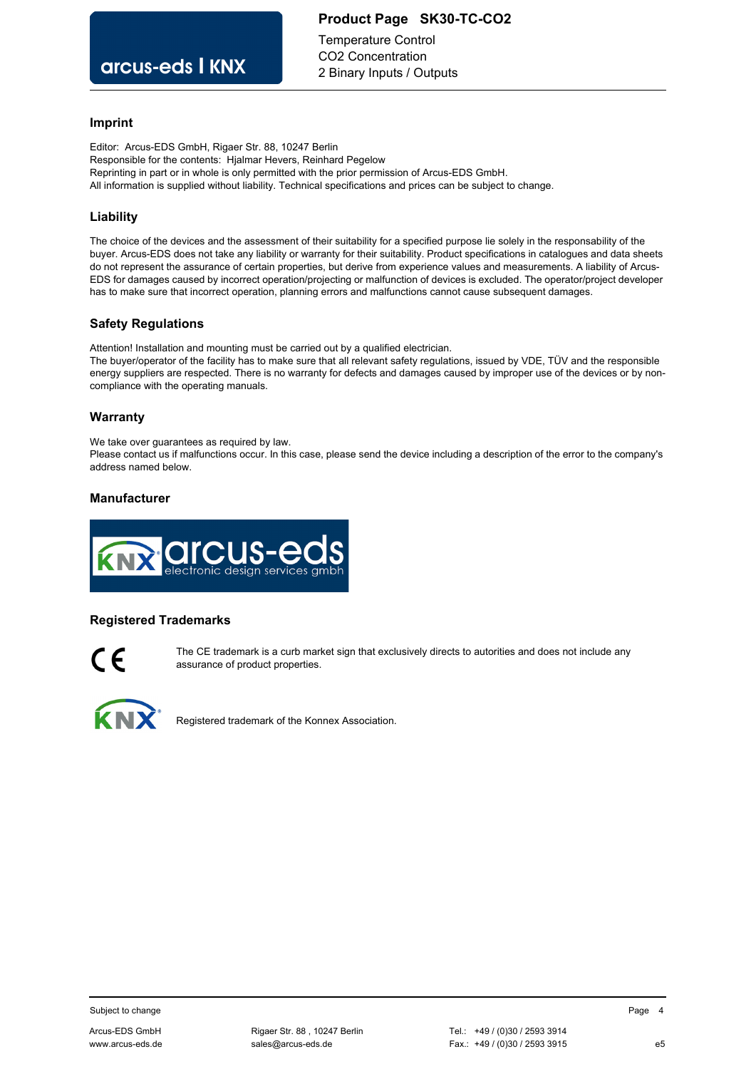## Imprint

Editor: Arcus-EDS GmbH, Rigaer Str. 88, 10247 Berlin
Responsible for the contents: Hjalmar Hevers, Reinhard Pegelow
Reprinting in part or in whole is only permitted with the prior permission of Arcus-EDS GmbH.
All information is supplied without liability. Technical specifications and prices can be subject to change.

## Liability

The choice of the devices and the assessment of their suitability for a specified purpose lie solely in the responsability of the buyer. Arcus-EDS does not take any liability or warranty for their suitability. Product specifications in catalogues and data sheets do not represent the assurance of certain properties, but derive from experience values and measurements. A liability of Arcus-EDS for damages caused by incorrect operation/projecting or malfunction of devices is excluded. The operator/project developer has to make sure that incorrect operation, planning errors and malfunctions cannot cause subsequent damages.

## Safety Regulations

Attention! Installation and mounting must be carried out by a qualified electrician.
The buyer/operator of the facility has to make sure that all relevant safety regulations, issued by VDE, TÜV and the responsible energy suppliers are respected. There is no warranty for defects and damages caused by improper use of the devices or by non-compliance with the operating manuals.

## Warranty

We take over guarantees as required by law.
Please contact us if malfunctions occur. In this case, please send the device including a description of the error to the company's address named below.

## Manufacturer

KNX arcus-eds
electronic design services gmbh

## Registered Trademarks

CE — The CE trademark is a curb market sign that exclusively directs to autorities and does not include any assurance of product properties.

KNX — Registered trademark of the Konnex Association.